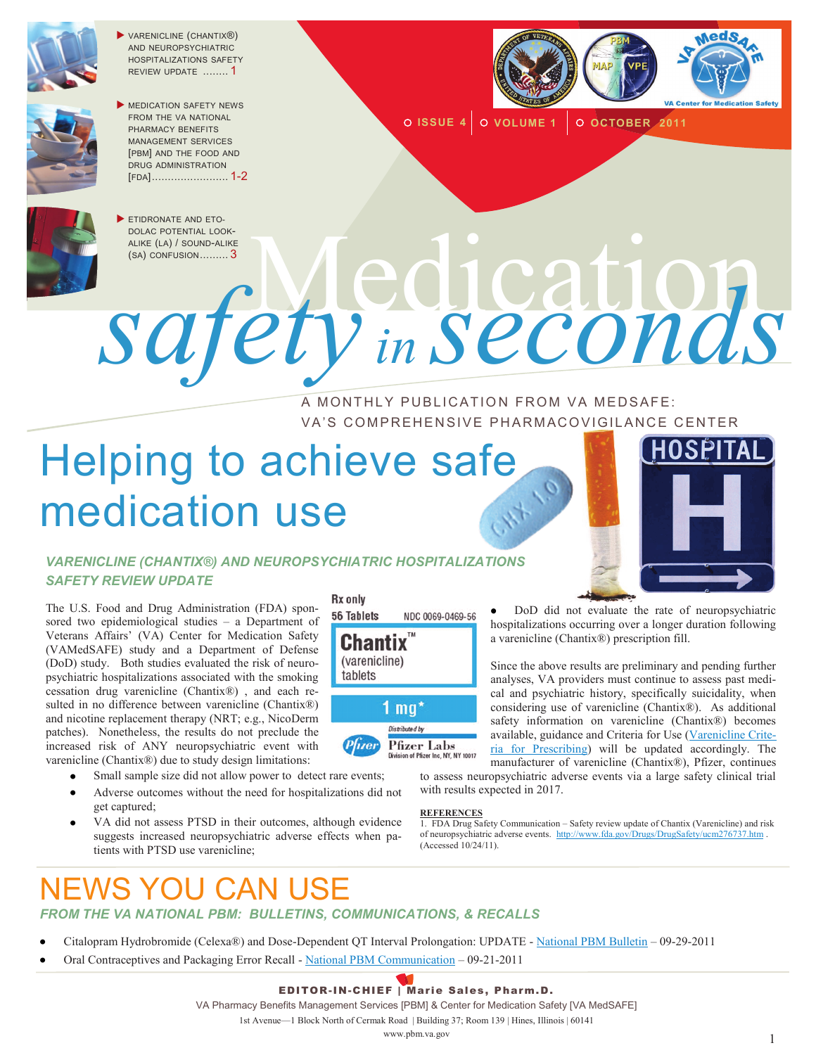- VARENICLINE (CHANTIX®) AND NEUROPSYCHIATRIC HOSPITALIZATIONS SAFETY REVIEW UPDATE ........ 1
- MEDICATION SAFETY NEWS FROM THE VA NATIONAL PHARMACY BENEFITS MANAGEMENT SERVICES [PBM] AND THE FOOD AND DRUG ADMINISTRATION [FDA]........................ 1-2
- ETIDRONATE AND ETODOLAC POTENTIAL LOOK-ALIKE (LA) / SOUND-ALIKE (SA) CONFUSION......... 3

ISSUE 4 | VOLUME 1 | OCTOBER 2011

# Medication safety in seconds

A MONTHLY PUBLICATION FROM VA MEDSAFE: VA'S COMPREHENSIVE PHARMACOVIGILANCE CENTER

# Helping to achieve safe medication use

## *VARENICLINE (CHANTIX®) AND NEUROPSYCHIATRIC HOSPITALIZATIONS SAFETY REVIEW UPDATE*

The U.S. Food and Drug Administration (FDA) sponsored two epidemiological studies – a Department of Veterans Affairs' (VA) Center for Medication Safety (VAMedSAFE) study and a Department of Defense (DoD) study. Both studies evaluated the risk of neuropsychiatric hospitalizations associated with the smoking cessation drug varenicline (Chantix®) , and each resulted in no difference between varenicline (Chantix®) and nicotine replacement therapy (NRT; e.g., NicoDerm patches). Nonetheless, the results do not preclude the increased risk of ANY neuropsychiatric event with varenicline (Chantix®) due to study design limitations:

- Small sample size did not allow power to detect rare events;
- Adverse outcomes without the need for hospitalizations did not get captured;
- VA did not assess PTSD in their outcomes, although evidence suggests increased neuropsychiatric adverse effects when patients with PTSD use varenicline;
- DoD did not evaluate the rate of neuropsychiatric hospitalizations occurring over a longer duration following a varenicline (Chantix®) prescription fill.

Since the above results are preliminary and pending further analyses, VA providers must continue to assess past medical and psychiatric history, specifically suicidality, when considering use of varenicline (Chantix®). As additional safety information on varenicline (Chantix®) becomes available, guidance and Criteria for Use (Varenicline Criteria for Prescribing) will be updated accordingly. The manufacturer of varenicline (Chantix®), Pfizer, continues to assess neuropsychiatric adverse events via a large safety clinical trial with results expected in 2017.

**REFERENCES**

1. FDA Drug Safety Communication – Safety review update of Chantix (Varenicline) and risk of neuropsychiatric adverse events. http://www.fda.gov/Drugs/DrugSafety/ucm276737.htm . (Accessed 10/24/11).

# NEWS YOU CAN USE

## *FROM THE VA NATIONAL PBM: BULLETINS, COMMUNICATIONS, & RECALLS*

- Citalopram Hydrobromide (Celexa®) and Dose-Dependent QT Interval Prolongation: UPDATE - National PBM Bulletin – 09-29-2011
- Oral Contraceptives and Packaging Error Recall - National PBM Communication – 09-21-2011

**EDITOR-IN-CHIEF | Marie Sales, Pharm.D.**

VA Pharmacy Benefits Management Services [PBM] & Center for Medication Safety [VA MedSAFE]

1st Avenue—1 Block North of Cermak Road | Building 37; Room 139 | Hines, Illinois | 60141

www.pbm.va.gov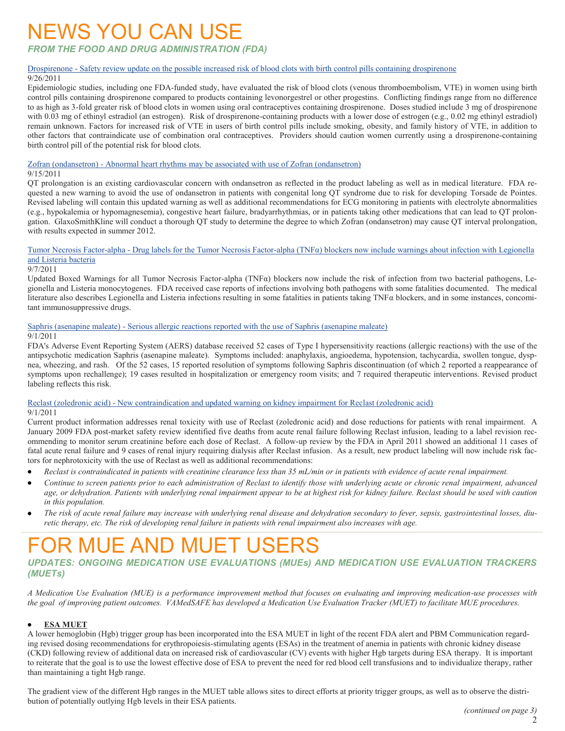# NEWS YOU CAN USE

### *FROM THE FOOD AND DRUG ADMINISTRATION (FDA)*

Drospirenone - Safety review update on the possible increased risk of blood clots with birth control pills containing drospirenone
9/26/2011
Epidemiologic studies, including one FDA-funded study, have evaluated the risk of blood clots (venous thromboembolism, VTE) in women using birth control pills containing drospirenone compared to products containing levonorgestrel or other progestins. Conflicting findings range from no difference to as high as 3-fold greater risk of blood clots in women using oral contraceptives containing drospirenone. Doses studied include 3 mg of drospirenone with 0.03 mg of ethinyl estradiol (an estrogen). Risk of drospirenone-containing products with a lower dose of estrogen (e.g., 0.02 mg ethinyl estradiol) remain unknown. Factors for increased risk of VTE in users of birth control pills include smoking, obesity, and family history of VTE, in addition to other factors that contraindicate use of combination oral contraceptives. Providers should caution women currently using a drospirenone-containing birth control pill of the potential risk for blood clots.

Zofran (ondansetron) - Abnormal heart rhythms may be associated with use of Zofran (ondansetron)
9/15/2011
QT prolongation is an existing cardiovascular concern with ondansetron as reflected in the product labeling as well as in medical literature. FDA requested a new warning to avoid the use of ondansetron in patients with congenital long QT syndrome due to risk for developing Torsade de Pointes. Revised labeling will contain this updated warning as well as additional recommendations for ECG monitoring in patients with electrolyte abnormalities (e.g., hypokalemia or hypomagnesemia), congestive heart failure, bradyarrhythmias, or in patients taking other medications that can lead to QT prolongation. GlaxoSmithKline will conduct a thorough QT study to determine the degree to which Zofran (ondansetron) may cause QT interval prolongation, with results expected in summer 2012.

Tumor Necrosis Factor-alpha - Drug labels for the Tumor Necrosis Factor-alpha (TNFα) blockers now include warnings about infection with Legionella and Listeria bacteria
9/7/2011
Updated Boxed Warnings for all Tumor Necrosis Factor-alpha (TNFα) blockers now include the risk of infection from two bacterial pathogens, Legionella and Listeria monocytogenes. FDA received case reports of infections involving both pathogens with some fatalities documented. The medical literature also describes Legionella and Listeria infections resulting in some fatalities in patients taking TNFα blockers, and in some instances, concomitant immunosuppressive drugs.

Saphris (asenapine maleate) - Serious allergic reactions reported with the use of Saphris (asenapine maleate)
9/1/2011
FDA's Adverse Event Reporting System (AERS) database received 52 cases of Type I hypersensitivity reactions (allergic reactions) with the use of the antipsychotic medication Saphris (asenapine maleate). Symptoms included: anaphylaxis, angioedema, hypotension, tachycardia, swollen tongue, dyspnea, wheezing, and rash. Of the 52 cases, 15 reported resolution of symptoms following Saphris discontinuation (of which 2 reported a reappearance of symptoms upon rechallenge); 19 cases resulted in hospitalization or emergency room visits; and 7 required therapeutic interventions. Revised product labeling reflects this risk.

Reclast (zoledronic acid) - New contraindication and updated warning on kidney impairment for Reclast (zoledronic acid)
9/1/2011
Current product information addresses renal toxicity with use of Reclast (zoledronic acid) and dose reductions for patients with renal impairment. A January 2009 FDA post-market safety review identified five deaths from acute renal failure following Reclast infusion, leading to a label revision recommending to monitor serum creatinine before each dose of Reclast. A follow-up review by the FDA in April 2011 showed an additional 11 cases of fatal acute renal failure and 9 cases of renal injury requiring dialysis after Reclast infusion. As a result, new product labeling will now include risk factors for nephrotoxicity with the use of Reclast as well as additional recommendations:

- *Reclast is contraindicated in patients with creatinine clearance less than 35 mL/min or in patients with evidence of acute renal impairment.*
- *Continue to screen patients prior to each administration of Reclast to identify those with underlying acute or chronic renal impairment, advanced age, or dehydration. Patients with underlying renal impairment appear to be at highest risk for kidney failure. Reclast should be used with caution in this population.*
- *The risk of acute renal failure may increase with underlying renal disease and dehydration secondary to fever, sepsis, gastrointestinal losses, diuretic therapy, etc. The risk of developing renal failure in patients with renal impairment also increases with age.*

# FOR MUE AND MUET USERS

### *UPDATES: ONGOING MEDICATION USE EVALUATIONS (MUEs) AND MEDICATION USE EVALUATION TRACKERS (MUETs)*

*A Medication Use Evaluation (MUE) is a performance improvement method that focuses on evaluating and improving medication-use processes with the goal of improving patient outcomes. VAMedSAFE has developed a Medication Use Evaluation Tracker (MUET) to facilitate MUE procedures.*

- **ESA MUET**

A lower hemoglobin (Hgb) trigger group has been incorporated into the ESA MUET in light of the recent FDA alert and PBM Communication regarding revised dosing recommendations for erythropoiesis-stimulating agents (ESAs) in the treatment of anemia in patients with chronic kidney disease (CKD) following review of additional data on increased risk of cardiovascular (CV) events with higher Hgb targets during ESA therapy. It is important to reiterate that the goal is to use the lowest effective dose of ESA to prevent the need for red blood cell transfusions and to individualize therapy, rather than maintaining a tight Hgb range.

The gradient view of the different Hgb ranges in the MUET table allows sites to direct efforts at priority trigger groups, as well as to observe the distribution of potentially outlying Hgb levels in their ESA patients.

*(continued on page 3)*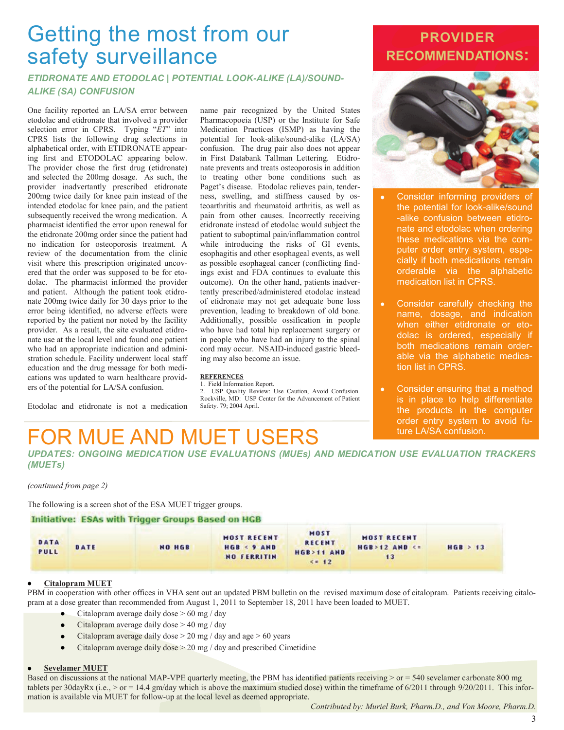# Getting the most from our safety surveillance

### *ETIDRONATE AND ETODOLAC | POTENTIAL LOOK-ALIKE (LA)/SOUND-ALIKE (SA) CONFUSION*

One facility reported an LA/SA error between etodolac and etidronate that involved a provider selection error in CPRS. Typing "*ET*" into CPRS lists the following drug selections in alphabetical order, with ETIDRONATE appearing first and ETODOLAC appearing below. The provider chose the first drug (etidronate) and selected the 200mg dosage. As such, the provider inadvertantly prescribed etidronate 200mg twice daily for knee pain instead of the intended etodolac for knee pain, and the patient subsequently received the wrong medication. A pharmacist identified the error upon renewal for the etidronate 200mg order since the patient had no indication for osteoporosis treatment. A review of the documentation from the clinic visit where this prescription originated uncovered that the order was supposed to be for etodolac. The pharmacist informed the provider and patient. Although the patient took etidronate 200mg twice daily for 30 days prior to the error being identified, no adverse effects were reported by the patient nor noted by the facility provider. As a result, the site evaluated etidronate use at the local level and found one patient who had an appropriate indication and administration schedule. Facility underwent local staff education and the drug message for both medications was updated to warn healthcare providers of the potential for LA/SA confusion.

Etodolac and etidronate is not a medication name pair recognized by the United States Pharmacopoeia (USP) or the Institute for Safe Medication Practices (ISMP) as having the potential for look-alike/sound-alike (LA/SA) confusion. The drug pair also does not appear in First Databank Tallman Lettering. Etidronate prevents and treats osteoporosis in addition to treating other bone conditions such as Paget's disease. Etodolac relieves pain, tenderness, swelling, and stiffness caused by osteoarthritis and rheumatoid arthritis, as well as pain from other causes. Incorrectly receiving etidronate instead of etodolac would subject the patient to suboptimal pain/inflammation control while introducing the risks of GI events, esophagitis and other esophageal events, as well as possible esophageal cancer (conflicting findings exist and FDA continues to evaluate this outcome). On the other hand, patients inadvertently prescribed/administered etodolac instead of etidronate may not get adequate bone loss prevention, leading to breakdown of old bone. Additionally, possible ossification in people who have had total hip replacement surgery or in people who have had an injury to the spinal cord may occur. NSAID-induced gastric bleeding may also become an issue.

**REFERENCES**

1. Field Information Report.
2. USP Quality Review: Use Caution, Avoid Confusion. Rockville, MD: USP Center for the Advancement of Patient Safety. 79; 2004 April.

## PROVIDER RECOMMENDATIONS:

- Consider informing providers of the potential for look-alike/sound-alike confusion between etidronate and etodolac when ordering these medications via the computer order entry system, especially if both medications remain orderable via the alphabetic medication list in CPRS.
- Consider carefully checking the name, dosage, and indication when either etidronate or etodolac is ordered, especially if both medications remain orderable via the alphabetic medication list in CPRS.
- Consider ensuring that a method is in place to help differentiate the products in the computer order entry system to avoid future LA/SA confusion.

# FOR MUE AND MUET USERS

### *UPDATES: ONGOING MEDICATION USE EVALUATIONS (MUEs) AND MEDICATION USE EVALUATION TRACKERS (MUETs)*

*(continued from page 2)*

The following is a screen shot of the ESA MUET trigger groups.

**Initiative: ESAs with Trigger Groups Based on HGB**

| DATA PULL | DATE | NO HGB | MOST RECENT HGB < 9 AND NO FERRITIN | MOST RECENT HGB>11 AND <= 12 | MOST RECENT HGB>12 AND <= 13 | HGB > 13 |
|---|---|---|---|---|---|---|

- **Citalopram MUET**

PBM in cooperation with other offices in VHA sent out an updated PBM bulletin on the revised maximum dose of citalopram. Patients receiving citalopram at a dose greater than recommended from August 1, 2011 to September 18, 2011 have been loaded to MUET.

- Citalopram average daily dose > 60 mg / day
- Citalopram average daily dose > 40 mg / day
- Citalopram average daily dose > 20 mg / day and age > 60 years
- Citalopram average daily dose > 20 mg / day and prescribed Cimetidine

- **Sevelamer MUET**

Based on discussions at the national MAP-VPE quarterly meeting, the PBM has identified patients receiving > or = 540 sevelamer carbonate 800 mg tablets per 30dayRx (i.e., > or = 14.4 gm/day which is above the maximum studied dose) within the timeframe of 6/2011 through 9/20/2011. This information is available via MUET for follow-up at the local level as deemed appropriate.

*Contributed by: Muriel Burk, Pharm.D., and Von Moore, Pharm.D.*